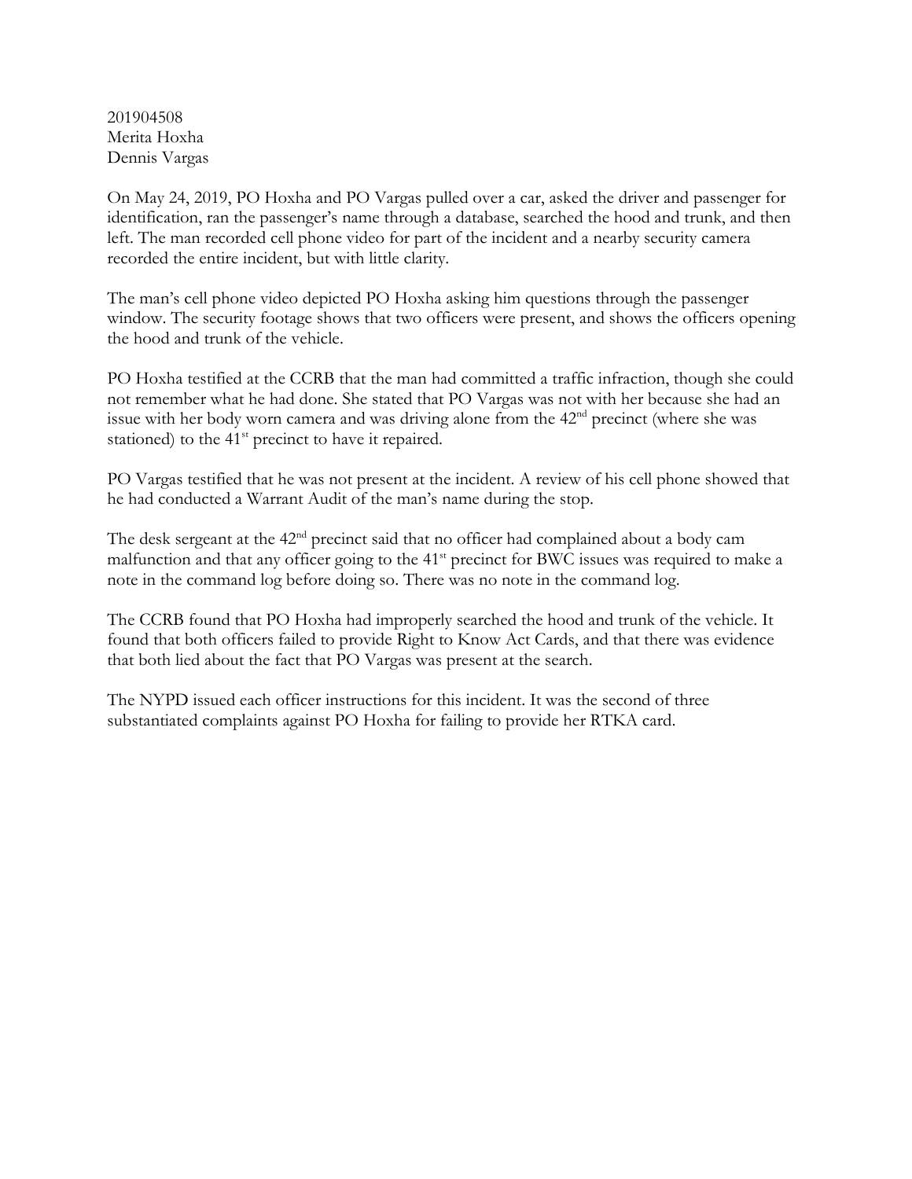201904508
Merita Hoxha
Dennis Vargas

On May 24, 2019, PO Hoxha and PO Vargas pulled over a car, asked the driver and passenger for identification, ran the passenger's name through a database, searched the hood and trunk, and then left. The man recorded cell phone video for part of the incident and a nearby security camera recorded the entire incident, but with little clarity.

The man's cell phone video depicted PO Hoxha asking him questions through the passenger window. The security footage shows that two officers were present, and shows the officers opening the hood and trunk of the vehicle.

PO Hoxha testified at the CCRB that the man had committed a traffic infraction, though she could not remember what he had done. She stated that PO Vargas was not with her because she had an issue with her body worn camera and was driving alone from the 42nd precinct (where she was stationed) to the 41st precinct to have it repaired.

PO Vargas testified that he was not present at the incident. A review of his cell phone showed that he had conducted a Warrant Audit of the man's name during the stop.

The desk sergeant at the 42nd precinct said that no officer had complained about a body cam malfunction and that any officer going to the 41st precinct for BWC issues was required to make a note in the command log before doing so. There was no note in the command log.

The CCRB found that PO Hoxha had improperly searched the hood and trunk of the vehicle. It found that both officers failed to provide Right to Know Act Cards, and that there was evidence that both lied about the fact that PO Vargas was present at the search.

The NYPD issued each officer instructions for this incident. It was the second of three substantiated complaints against PO Hoxha for failing to provide her RTKA card.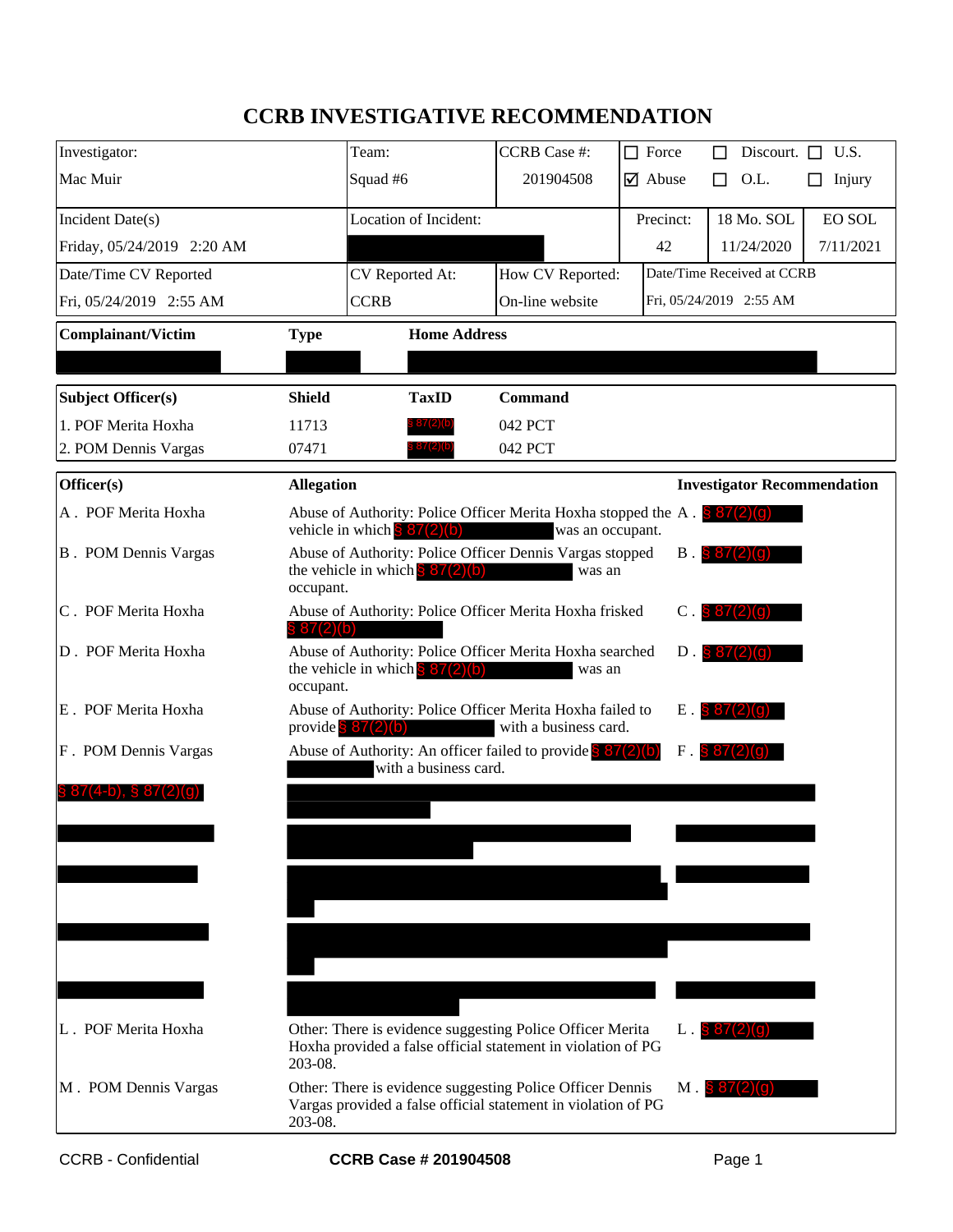# CCRB INVESTIGATIVE RECOMMENDATION

| Investigator: | Team: | CCRB Case #: | ☐ Force | ☐ Discourt. | ☐ U.S. |
|---|---|---|---|---|---|
| Mac Muir | Squad #6 | 201904508 | ☑ Abuse | ☐ O.L. | ☐ Injury |

| Incident Date(s) | Location of Incident: | Precinct: | 18 Mo. SOL | EO SOL |
|---|---|---|---|---|
| Friday, 05/24/2019 2:20 AM | | 42 | 11/24/2020 | 7/11/2021 |

| Date/Time CV Reported | CV Reported At: | How CV Reported: | Date/Time Received at CCRB |
|---|---|---|---|
| Fri, 05/24/2019 2:55 AM | CCRB | On-line website | Fri, 05/24/2019 2:55 AM |

| Complainant/Victim | Type | Home Address |
|---|---|---|
| | | |

| Subject Officer(s) | Shield | TaxID | Command |
|---|---|---|---|
| 1. POF Merita Hoxha | 11713 | § 87(2)(b) | 042 PCT |
| 2. POM Dennis Vargas | 07471 | § 87(2)(b) | 042 PCT |

| Officer(s) | Allegation | Investigator Recommendation |
|---|---|---|
| A . POF Merita Hoxha | Abuse of Authority: Police Officer Merita Hoxha stopped the vehicle in which § 87(2)(b) was an occupant. | A . § 87(2)(g) |
| B . POM Dennis Vargas | Abuse of Authority: Police Officer Dennis Vargas stopped the vehicle in which § 87(2)(b) was an occupant. | B . § 87(2)(g) |
| C . POF Merita Hoxha | Abuse of Authority: Police Officer Merita Hoxha frisked § 87(2)(b) | C . § 87(2)(g) |
| D . POF Merita Hoxha | Abuse of Authority: Police Officer Merita Hoxha searched the vehicle in which § 87(2)(b) was an occupant. | D . § 87(2)(g) |
| E . POF Merita Hoxha | Abuse of Authority: Police Officer Merita Hoxha failed to provide § 87(2)(b) with a business card. | E . § 87(2)(g) |
| F . POM Dennis Vargas | Abuse of Authority: An officer failed to provide § 87(2)(b) with a business card. | F . § 87(2)(g) |
| § 87(4-b), § 87(2)(g) | | |
| | | |
| | | |
| | | |
| | | |
| L . POF Merita Hoxha | Other: There is evidence suggesting Police Officer Merita Hoxha provided a false official statement in violation of PG 203-08. | L . § 87(2)(g) |
| M . POM Dennis Vargas | Other: There is evidence suggesting Police Officer Dennis Vargas provided a false official statement in violation of PG 203-08. | M . § 87(2)(g) |

CCRB - Confidential | CCRB Case # 201904508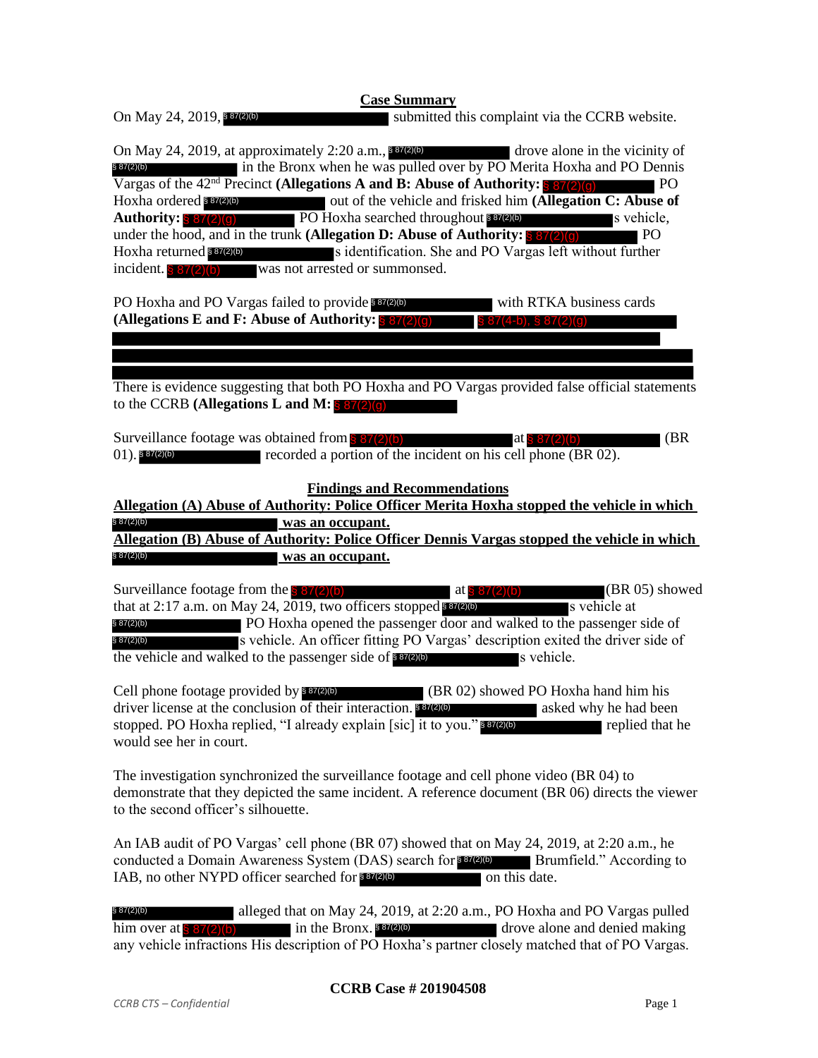## Case Summary

On May 24, 2019, § 87(2)(b) submitted this complaint via the CCRB website.

On May 24, 2019, at approximately 2:20 a.m., § 87(2)(b) drove alone in the vicinity of § 87(2)(b) in the Bronx when he was pulled over by PO Merita Hoxha and PO Dennis Vargas of the 42nd Precinct **(Allegations A and B: Abuse of Authority:** § 87(2)(g) PO Hoxha ordered § 87(2)(b) out of the vehicle and frisked him **(Allegation C: Abuse of Authority:** § 87(2)(g) PO Hoxha searched throughout § 87(2)(b) s vehicle, under the hood, and in the trunk **(Allegation D: Abuse of Authority:** § 87(2)(g) PO Hoxha returned § 87(2)(b) s identification. She and PO Vargas left without further incident. § 87(2)(b) was not arrested or summonsed.

PO Hoxha and PO Vargas failed to provide § 87(2)(b) with RTKA business cards **(Allegations E and F: Abuse of Authority:** § 87(2)(g) § 87(4-b), § 87(2)(g)

There is evidence suggesting that both PO Hoxha and PO Vargas provided false official statements to the CCRB **(Allegations L and M:** § 87(2)(g)

Surveillance footage was obtained from § 87(2)(b) at § 87(2)(b) (BR 01). § 87(2)(b) recorded a portion of the incident on his cell phone (BR 02).

## Findings and Recommendations

**Allegation (A) Abuse of Authority: Police Officer Merita Hoxha stopped the vehicle in which § 87(2)(b) was an occupant.**

**Allegation (B) Abuse of Authority: Police Officer Dennis Vargas stopped the vehicle in which § 87(2)(b) was an occupant.**

Surveillance footage from the § 87(2)(b) at § 87(2)(b) (BR 05) showed that at 2:17 a.m. on May 24, 2019, two officers stopped § 87(2)(b) s vehicle at § 87(2)(b) PO Hoxha opened the passenger door and walked to the passenger side of § 87(2)(b) s vehicle. An officer fitting PO Vargas' description exited the driver side of the vehicle and walked to the passenger side of § 87(2)(b) s vehicle.

Cell phone footage provided by § 87(2)(b) (BR 02) showed PO Hoxha hand him his driver license at the conclusion of their interaction. § 87(2)(b) asked why he had been stopped. PO Hoxha replied, "I already explain [sic] it to you." § 87(2)(b) replied that he would see her in court.

The investigation synchronized the surveillance footage and cell phone video (BR 04) to demonstrate that they depicted the same incident. A reference document (BR 06) directs the viewer to the second officer's silhouette.

An IAB audit of PO Vargas' cell phone (BR 07) showed that on May 24, 2019, at 2:20 a.m., he conducted a Domain Awareness System (DAS) search for § 87(2)(b) Brumfield." According to IAB, no other NYPD officer searched for § 87(2)(b) on this date.

§ 87(2)(b) alleged that on May 24, 2019, at 2:20 a.m., PO Hoxha and PO Vargas pulled him over at § 87(2)(b) in the Bronx. § 87(2)(b) drove alone and denied making any vehicle infractions His description of PO Hoxha's partner closely matched that of PO Vargas.

**CCRB Case # 201904508**

*CCRB CTS – Confidential*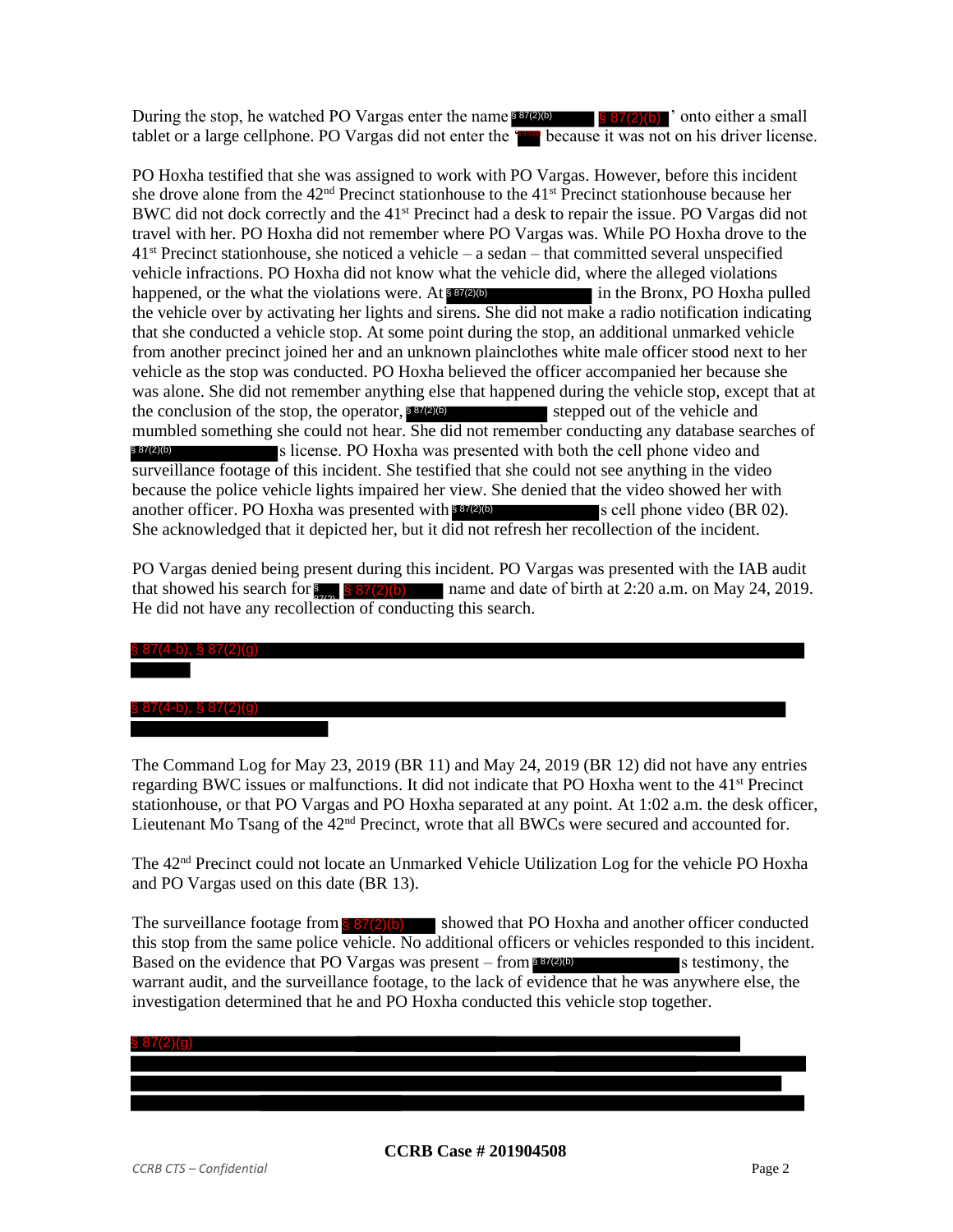During the stop, he watched PO Vargas enter the name § 87(2)(b) § 87(2)(b) ' onto either a small tablet or a large cellphone. PO Vargas did not enter the ' § 87(2)(b) because it was not on his driver license.

PO Hoxha testified that she was assigned to work with PO Vargas. However, before this incident she drove alone from the 42nd Precinct stationhouse to the 41st Precinct stationhouse because her BWC did not dock correctly and the 41st Precinct had a desk to repair the issue. PO Vargas did not travel with her. PO Hoxha did not remember where PO Vargas was. While PO Hoxha drove to the 41st Precinct stationhouse, she noticed a vehicle – a sedan – that committed several unspecified vehicle infractions. PO Hoxha did not know what the vehicle did, where the alleged violations happened, or the what the violations were. At § 87(2)(b) in the Bronx, PO Hoxha pulled the vehicle over by activating her lights and sirens. She did not make a radio notification indicating that she conducted a vehicle stop. At some point during the stop, an additional unmarked vehicle from another precinct joined her and an unknown plainclothes white male officer stood next to her vehicle as the stop was conducted. PO Hoxha believed the officer accompanied her because she was alone. She did not remember anything else that happened during the vehicle stop, except that at the conclusion of the stop, the operator, § 87(2)(b) stepped out of the vehicle and mumbled something she could not hear. She did not remember conducting any database searches of § 87(2)(b) s license. PO Hoxha was presented with both the cell phone video and surveillance footage of this incident. She testified that she could not see anything in the video because the police vehicle lights impaired her view. She denied that the video showed her with another officer. PO Hoxha was presented with § 87(2)(b) s cell phone video (BR 02). She acknowledged that it depicted her, but it did not refresh her recollection of the incident.

PO Vargas denied being present during this incident. PO Vargas was presented with the IAB audit that showed his search for § 87(2)(b) § 87(2)(b) name and date of birth at 2:20 a.m. on May 24, 2019. He did not have any recollection of conducting this search.

§ 87(4-b), § 87(2)(g)

§ 87(4-b), § 87(2)(g)

The Command Log for May 23, 2019 (BR 11) and May 24, 2019 (BR 12) did not have any entries regarding BWC issues or malfunctions. It did not indicate that PO Hoxha went to the 41st Precinct stationhouse, or that PO Vargas and PO Hoxha separated at any point. At 1:02 a.m. the desk officer, Lieutenant Mo Tsang of the 42nd Precinct, wrote that all BWCs were secured and accounted for.

The 42nd Precinct could not locate an Unmarked Vehicle Utilization Log for the vehicle PO Hoxha and PO Vargas used on this date (BR 13).

The surveillance footage from § 87(2)(b) showed that PO Hoxha and another officer conducted this stop from the same police vehicle. No additional officers or vehicles responded to this incident. Based on the evidence that PO Vargas was present – from § 87(2)(b) s testimony, the warrant audit, and the surveillance footage, to the lack of evidence that he was anywhere else, the investigation determined that he and PO Hoxha conducted this vehicle stop together.

§ 87(2)(g)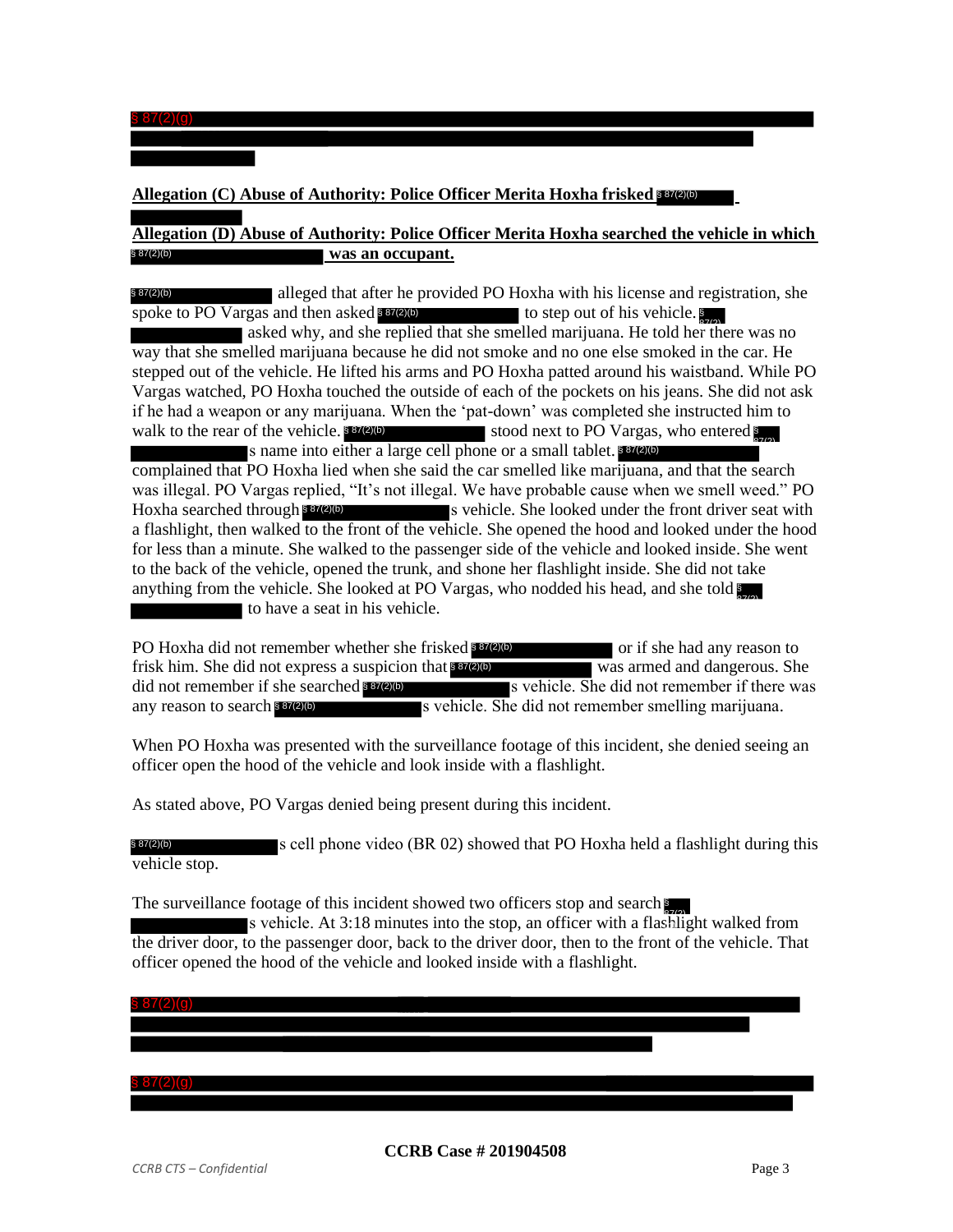§ 87(2)(g)

**Allegation (C) Abuse of Authority: Police Officer Merita Hoxha frisked § 87(2)(b)**

**Allegation (D) Abuse of Authority: Police Officer Merita Hoxha searched the vehicle in which § 87(2)(b) was an occupant.**

§ 87(2)(b) alleged that after he provided PO Hoxha with his license and registration, she spoke to PO Vargas and then asked § 87(2)(b) to step out of his vehicle. § 87(2) asked why, and she replied that she smelled marijuana. He told her there was no way that she smelled marijuana because he did not smoke and no one else smoked in the car. He stepped out of the vehicle. He lifted his arms and PO Hoxha patted around his waistband. While PO Vargas watched, PO Hoxha touched the outside of each of the pockets on his jeans. She did not ask if he had a weapon or any marijuana. When the 'pat-down' was completed she instructed him to walk to the rear of the vehicle. § 87(2)(b) stood next to PO Vargas, who entered § 87(2) s name into either a large cell phone or a small tablet. § 87(2)(b) complained that PO Hoxha lied when she said the car smelled like marijuana, and that the search was illegal. PO Vargas replied, "It's not illegal. We have probable cause when we smell weed." PO Hoxha searched through § 87(2)(b) s vehicle. She looked under the front driver seat with a flashlight, then walked to the front of the vehicle. She opened the hood and looked under the hood for less than a minute. She walked to the passenger side of the vehicle and looked inside. She went to the back of the vehicle, opened the trunk, and shone her flashlight inside. She did not take anything from the vehicle. She looked at PO Vargas, who nodded his head, and she told § 87(2) to have a seat in his vehicle.

PO Hoxha did not remember whether she frisked § 87(2)(b) or if she had any reason to frisk him. She did not express a suspicion that § 87(2)(b) was armed and dangerous. She did not remember if she searched § 87(2)(b) s vehicle. She did not remember if there was any reason to search § 87(2)(b) s vehicle. She did not remember smelling marijuana.

When PO Hoxha was presented with the surveillance footage of this incident, she denied seeing an officer open the hood of the vehicle and look inside with a flashlight.

As stated above, PO Vargas denied being present during this incident.

§ 87(2)(b) s cell phone video (BR 02) showed that PO Hoxha held a flashlight during this vehicle stop.

The surveillance footage of this incident showed two officers stop and search § 87(2) s vehicle. At 3:18 minutes into the stop, an officer with a flashlight walked from the driver door, to the passenger door, back to the driver door, then to the front of the vehicle. That officer opened the hood of the vehicle and looked inside with a flashlight.

§ 87(2)(g)

§ 87(2)(g)

**CCRB Case # 201904508**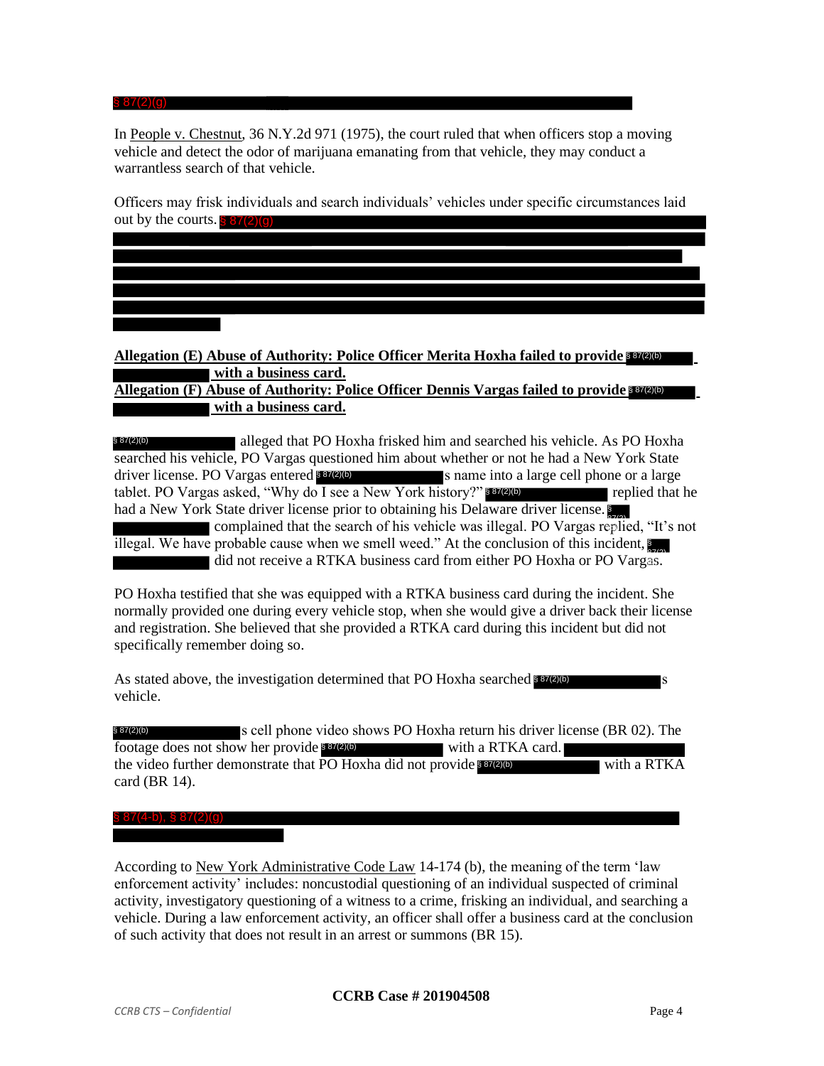§ 87(2)(g)

In People v. Chestnut, 36 N.Y.2d 971 (1975), the court ruled that when officers stop a moving vehicle and detect the odor of marijuana emanating from that vehicle, they may conduct a warrantless search of that vehicle.

Officers may frisk individuals and search individuals' vehicles under specific circumstances laid out by the courts. § 87(2)(g)

**Allegation (E) Abuse of Authority: Police Officer Merita Hoxha failed to provide § 87(2)(b) with a business card.**
**Allegation (F) Abuse of Authority: Police Officer Dennis Vargas failed to provide § 87(2)(b) with a business card.**

§ 87(2)(b) alleged that PO Hoxha frisked him and searched his vehicle. As PO Hoxha searched his vehicle, PO Vargas questioned him about whether or not he had a New York State driver license. PO Vargas entered § 87(2)(b) s name into a large cell phone or a large tablet. PO Vargas asked, "Why do I see a New York history?" § 87(2)(b) replied that he had a New York State driver license prior to obtaining his Delaware driver license. § 87(2) complained that the search of his vehicle was illegal. PO Vargas replied, "It's not illegal. We have probable cause when we smell weed." At the conclusion of this incident, § 87(2) did not receive a RTKA business card from either PO Hoxha or PO Vargas.

PO Hoxha testified that she was equipped with a RTKA business card during the incident. She normally provided one during every vehicle stop, when she would give a driver back their license and registration. She believed that she provided a RTKA card during this incident but did not specifically remember doing so.

As stated above, the investigation determined that PO Hoxha searched § 87(2)(b) s vehicle.

§ 87(2)(b) s cell phone video shows PO Hoxha return his driver license (BR 02). The footage does not show her provide § 87(2)(b) with a RTKA card. the video further demonstrate that PO Hoxha did not provide § 87(2)(b) with a RTKA card (BR 14).

§ 87(4-b), § 87(2)(g)

According to New York Administrative Code Law 14-174 (b), the meaning of the term 'law enforcement activity' includes: noncustodial questioning of an individual suspected of criminal activity, investigatory questioning of a witness to a crime, frisking an individual, and searching a vehicle. During a law enforcement activity, an officer shall offer a business card at the conclusion of such activity that does not result in an arrest or summons (BR 15).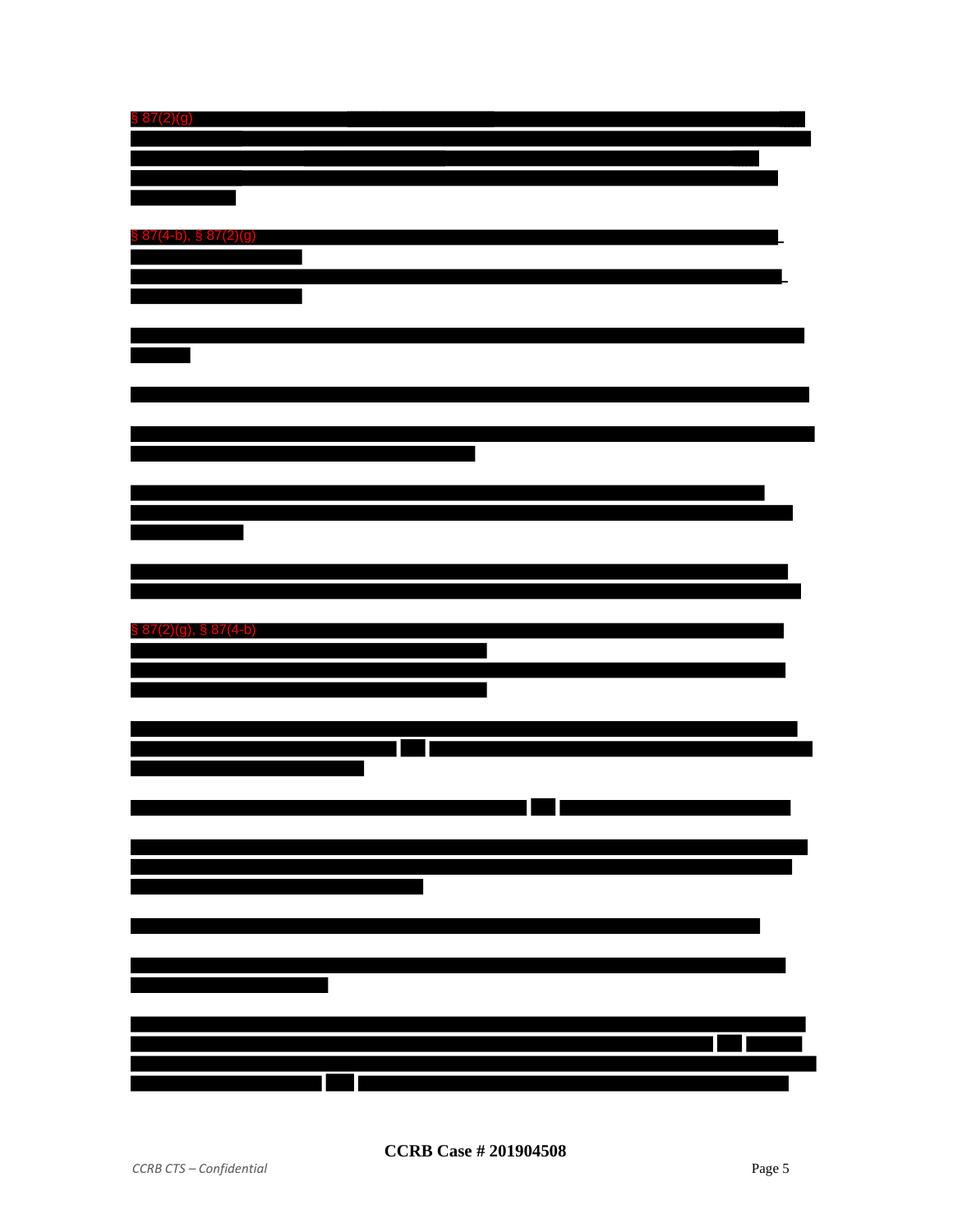§ 87(2)(g)

§ 87(4-b), § 87(2)(g)

§ 87(2)(g), § 87(4-b)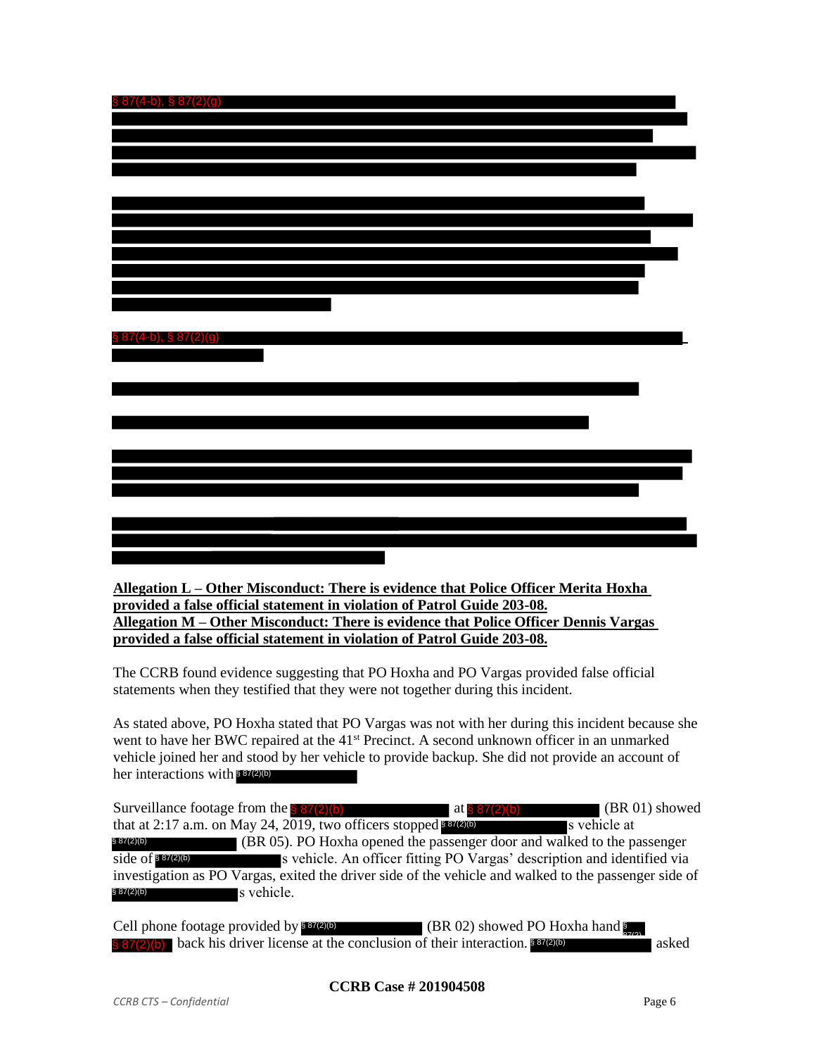§ 87(4-b), § 87(2)(g)

§ 87(4-b), § 87(2)(g)

**Allegation L – Other Misconduct: There is evidence that Police Officer Merita Hoxha provided a false official statement in violation of Patrol Guide 203-08.**
**Allegation M – Other Misconduct: There is evidence that Police Officer Dennis Vargas provided a false official statement in violation of Patrol Guide 203-08.**

The CCRB found evidence suggesting that PO Hoxha and PO Vargas provided false official statements when they testified that they were not together during this incident.

As stated above, PO Hoxha stated that PO Vargas was not with her during this incident because she went to have her BWC repaired at the 41st Precinct. A second unknown officer in an unmarked vehicle joined her and stood by her vehicle to provide backup. She did not provide an account of her interactions with § 87(2)(b)

Surveillance footage from the § 87(2)(b) at § 87(2)(b) (BR 01) showed that at 2:17 a.m. on May 24, 2019, two officers stopped § 87(2)(b) s vehicle at § 87(2)(b) (BR 05). PO Hoxha opened the passenger door and walked to the passenger side of § 87(2)(b) s vehicle. An officer fitting PO Vargas' description and identified via investigation as PO Vargas, exited the driver side of the vehicle and walked to the passenger side of § 87(2)(b) s vehicle.

Cell phone footage provided by § 87(2)(b) (BR 02) showed PO Hoxha hand § 87(2)(b) back his driver license at the conclusion of their interaction. § 87(2)(b) asked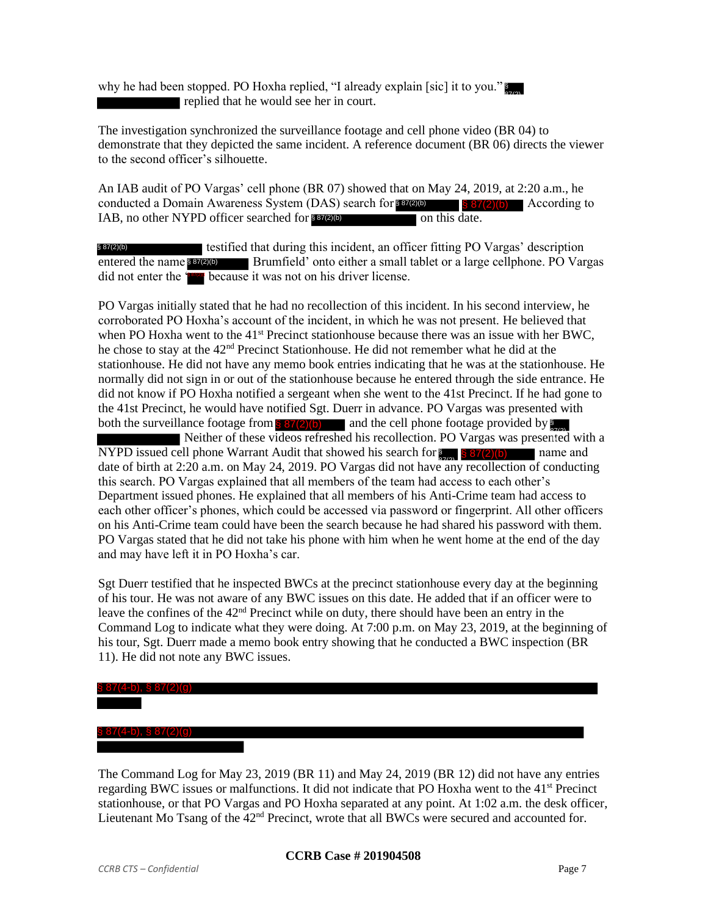why he had been stopped. PO Hoxha replied, "I already explain [sic] it to you." § 87(2) replied that he would see her in court.

The investigation synchronized the surveillance footage and cell phone video (BR 04) to demonstrate that they depicted the same incident. A reference document (BR 06) directs the viewer to the second officer's silhouette.

An IAB audit of PO Vargas' cell phone (BR 07) showed that on May 24, 2019, at 2:20 a.m., he conducted a Domain Awareness System (DAS) search for § 87(2)(b) § 87(2)(b) According to IAB, no other NYPD officer searched for § 87(2)(b) on this date.

§ 87(2)(b) testified that during this incident, an officer fitting PO Vargas' description entered the name § 87(2)(b) Brumfield' onto either a small tablet or a large cellphone. PO Vargas did not enter the '§ 87(2) because it was not on his driver license.

PO Vargas initially stated that he had no recollection of this incident. In his second interview, he corroborated PO Hoxha's account of the incident, in which he was not present. He believed that when PO Hoxha went to the 41st Precinct stationhouse because there was an issue with her BWC, he chose to stay at the 42nd Precinct Stationhouse. He did not remember what he did at the stationhouse. He did not have any memo book entries indicating that he was at the stationhouse. He normally did not sign in or out of the stationhouse because he entered through the side entrance. He did not know if PO Hoxha notified a sergeant when she went to the 41st Precinct. If he had gone to the 41st Precinct, he would have notified Sgt. Duerr in advance. PO Vargas was presented with both the surveillance footage from § 87(2)(b) and the cell phone footage provided by § 87(2) Neither of these videos refreshed his recollection. PO Vargas was presented with a NYPD issued cell phone Warrant Audit that showed his search for § 87(2) § 87(2)(b) name and date of birth at 2:20 a.m. on May 24, 2019. PO Vargas did not have any recollection of conducting this search. PO Vargas explained that all members of the team had access to each other's Department issued phones. He explained that all members of his Anti-Crime team had access to each other officer's phones, which could be accessed via password or fingerprint. All other officers on his Anti-Crime team could have been the search because he had shared his password with them. PO Vargas stated that he did not take his phone with him when he went home at the end of the day and may have left it in PO Hoxha's car.

Sgt Duerr testified that he inspected BWCs at the precinct stationhouse every day at the beginning of his tour. He was not aware of any BWC issues on this date. He added that if an officer were to leave the confines of the 42nd Precinct while on duty, there should have been an entry in the Command Log to indicate what they were doing. At 7:00 p.m. on May 23, 2019, at the beginning of his tour, Sgt. Duerr made a memo book entry showing that he conducted a BWC inspection (BR 11). He did not note any BWC issues.

§ 87(4-b), § 87(2)(g)

§ 87(4-b), § 87(2)(g)

The Command Log for May 23, 2019 (BR 11) and May 24, 2019 (BR 12) did not have any entries regarding BWC issues or malfunctions. It did not indicate that PO Hoxha went to the 41st Precinct stationhouse, or that PO Vargas and PO Hoxha separated at any point. At 1:02 a.m. the desk officer, Lieutenant Mo Tsang of the 42nd Precinct, wrote that all BWCs were secured and accounted for.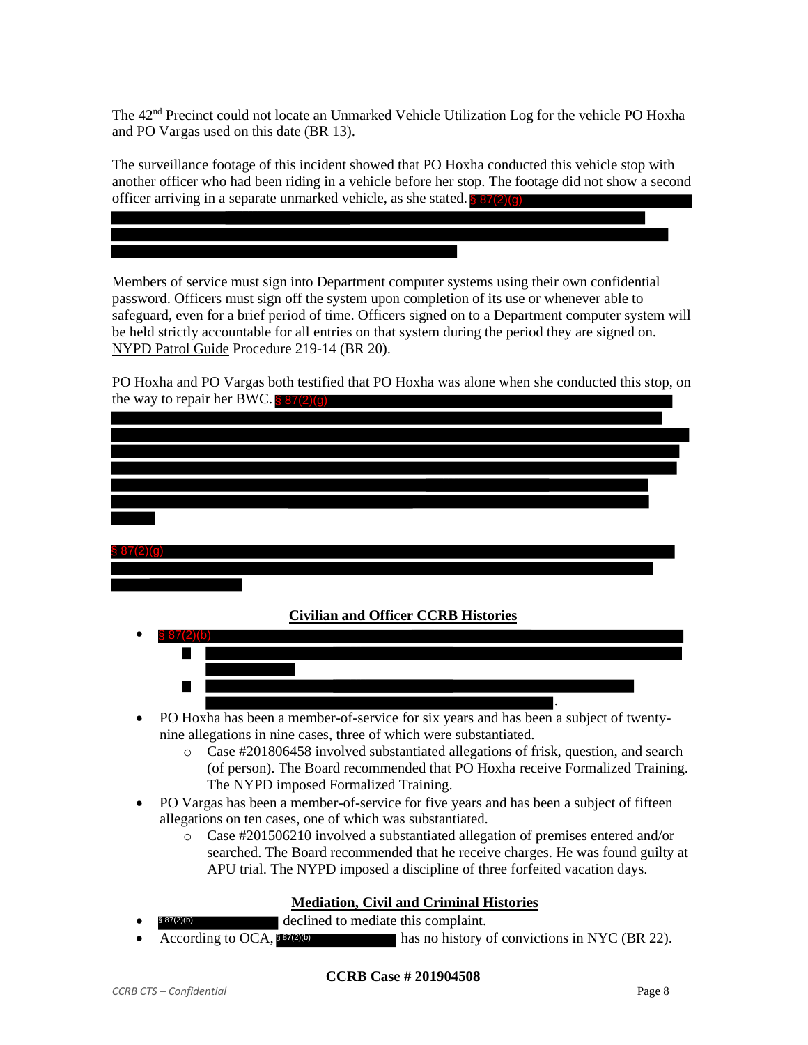The 42nd Precinct could not locate an Unmarked Vehicle Utilization Log for the vehicle PO Hoxha and PO Vargas used on this date (BR 13).

The surveillance footage of this incident showed that PO Hoxha conducted this vehicle stop with another officer who had been riding in a vehicle before her stop. The footage did not show a second officer arriving in a separate unmarked vehicle, as she stated. § 87(2)(g)

Members of service must sign into Department computer systems using their own confidential password. Officers must sign off the system upon completion of its use or whenever able to safeguard, even for a brief period of time. Officers signed on to a Department computer system will be held strictly accountable for all entries on that system during the period they are signed on. NYPD Patrol Guide Procedure 219-14 (BR 20).

PO Hoxha and PO Vargas both testified that PO Hoxha was alone when she conducted this stop, on the way to repair her BWC. § 87(2)(g)

§ 87(2)(g)

## Civilian and Officer CCRB Histories

- § 87(2)(b)
  - 
  - .
- PO Hoxha has been a member-of-service for six years and has been a subject of twenty-nine allegations in nine cases, three of which were substantiated.
  - Case #201806458 involved substantiated allegations of frisk, question, and search (of person). The Board recommended that PO Hoxha receive Formalized Training. The NYPD imposed Formalized Training.
- PO Vargas has been a member-of-service for five years and has been a subject of fifteen allegations on ten cases, one of which was substantiated.
  - Case #201506210 involved a substantiated allegation of premises entered and/or searched. The Board recommended that he receive charges. He was found guilty at APU trial. The NYPD imposed a discipline of three forfeited vacation days.

## Mediation, Civil and Criminal Histories

- § 87(2)(b) declined to mediate this complaint.
- According to OCA, § 87(2)(b) has no history of convictions in NYC (BR 22).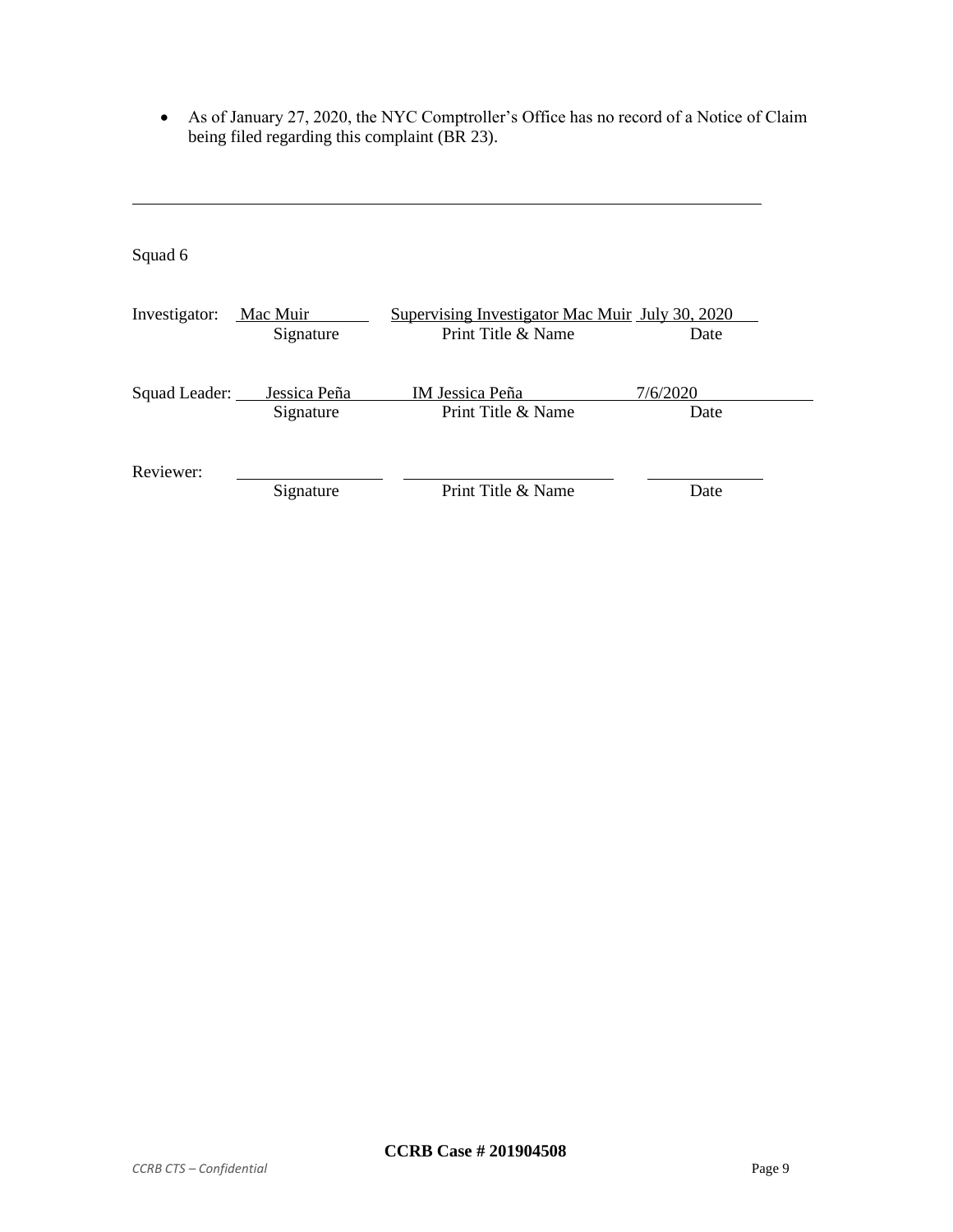- As of January 27, 2020, the NYC Comptroller's Office has no record of a Notice of Claim being filed regarding this complaint (BR 23).

---

Squad 6

| | | | |
|---|---|---|---|
| Investigator: | Mac Muir | Supervising Investigator Mac Muir | July 30, 2020 |
| | Signature | Print Title & Name | Date |
| Squad Leader: | Jessica Peña | IM Jessica Peña | 7/6/2020 |
| | Signature | Print Title & Name | Date |
| Reviewer: | | | |
| | Signature | Print Title & Name | Date |

**CCRB Case # 201904508**

*CCRB CTS – Confidential*